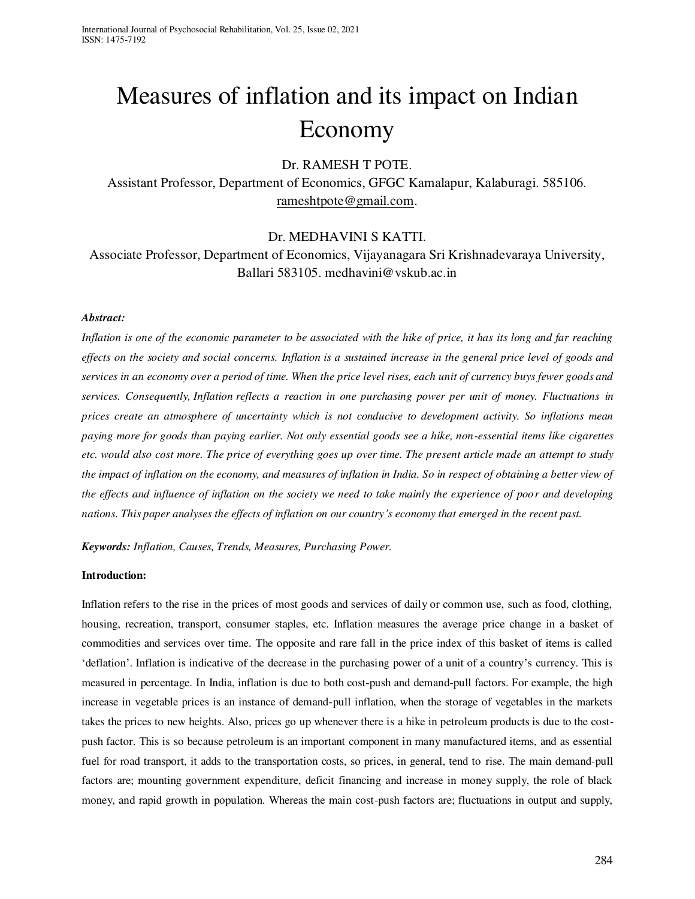# Measures of inflation and its impact on Indian Economy

Dr. RAMESH T POTE.

Assistant Professor, Department of Economics, GFGC Kamalapur, Kalaburagi. 585106. rameshtpote@gmail.com.

Dr. MEDHAVINI S KATTI.

Associate Professor, Department of Economics, Vijayanagara Sri Krishnadevaraya University, Ballari 583105. medhavini@vskub.ac.in

***Abstract:***

*Inflation is one of the economic parameter to be associated with the hike of price, it has its long and far reaching effects on the society and social concerns. Inflation is a sustained increase in the general price level of goods and services in an economy over a period of time. When the price level rises, each unit of currency buys fewer goods and services. Consequently, Inflation reflects a reaction in one purchasing power per unit of money. Fluctuations in prices create an atmosphere of uncertainty which is not conducive to development activity. So inflations mean paying more for goods than paying earlier. Not only essential goods see a hike, non-essential items like cigarettes etc. would also cost more. The price of everything goes up over time. The present article made an attempt to study the impact of inflation on the economy, and measures of inflation in India. So in respect of obtaining a better view of the effects and influence of inflation on the society we need to take mainly the experience of poor and developing nations. This paper analyses the effects of inflation on our country's economy that emerged in the recent past.*

***Keywords:*** *Inflation, Causes, Trends, Measures, Purchasing Power.*

**Introduction:**

Inflation refers to the rise in the prices of most goods and services of daily or common use, such as food, clothing, housing, recreation, transport, consumer staples, etc. Inflation measures the average price change in a basket of commodities and services over time. The opposite and rare fall in the price index of this basket of items is called 'deflation'. Inflation is indicative of the decrease in the purchasing power of a unit of a country's currency. This is measured in percentage. In India, inflation is due to both cost-push and demand-pull factors. For example, the high increase in vegetable prices is an instance of demand-pull inflation, when the storage of vegetables in the markets takes the prices to new heights. Also, prices go up whenever there is a hike in petroleum products is due to the cost-push factor. This is so because petroleum is an important component in many manufactured items, and as essential fuel for road transport, it adds to the transportation costs, so prices, in general, tend to rise. The main demand-pull factors are; mounting government expenditure, deficit financing and increase in money supply, the role of black money, and rapid growth in population. Whereas the main cost-push factors are; fluctuations in output and supply,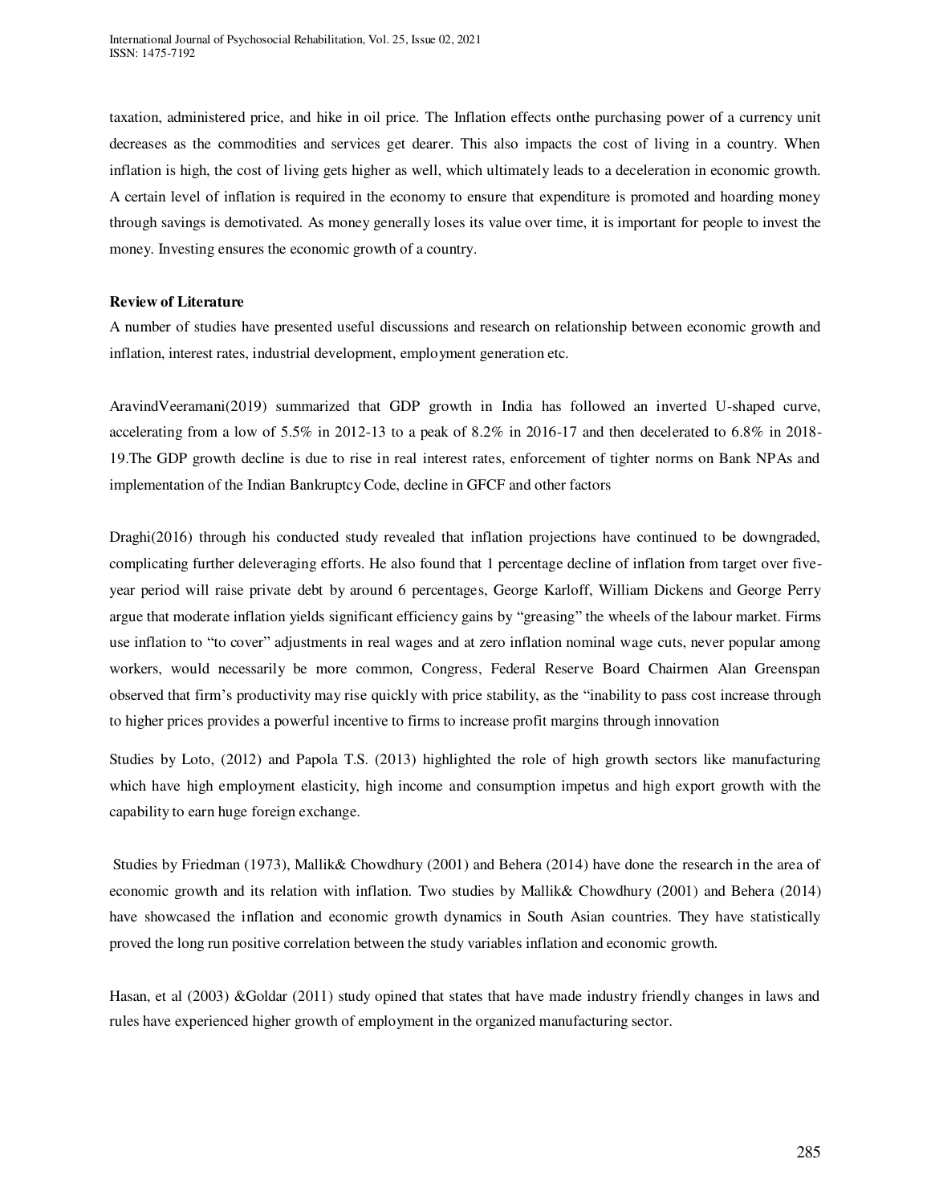taxation, administered price, and hike in oil price. The Inflation effects onthe purchasing power of a currency unit decreases as the commodities and services get dearer. This also impacts the cost of living in a country. When inflation is high, the cost of living gets higher as well, which ultimately leads to a deceleration in economic growth. A certain level of inflation is required in the economy to ensure that expenditure is promoted and hoarding money through savings is demotivated. As money generally loses its value over time, it is important for people to invest the money. Investing ensures the economic growth of a country.

**Review of Literature**

A number of studies have presented useful discussions and research on relationship between economic growth and inflation, interest rates, industrial development, employment generation etc.

AravindVeeramani(2019) summarized that GDP growth in India has followed an inverted U-shaped curve, accelerating from a low of 5.5% in 2012-13 to a peak of 8.2% in 2016-17 and then decelerated to 6.8% in 2018-19.The GDP growth decline is due to rise in real interest rates, enforcement of tighter norms on Bank NPAs and implementation of the Indian Bankruptcy Code, decline in GFCF and other factors

Draghi(2016) through his conducted study revealed that inflation projections have continued to be downgraded, complicating further deleveraging efforts. He also found that 1 percentage decline of inflation from target over five-year period will raise private debt by around 6 percentages, George Karloff, William Dickens and George Perry argue that moderate inflation yields significant efficiency gains by "greasing" the wheels of the labour market. Firms use inflation to "to cover" adjustments in real wages and at zero inflation nominal wage cuts, never popular among workers, would necessarily be more common, Congress, Federal Reserve Board Chairmen Alan Greenspan observed that firm's productivity may rise quickly with price stability, as the "inability to pass cost increase through to higher prices provides a powerful incentive to firms to increase profit margins through innovation

Studies by Loto, (2012) and Papola T.S. (2013) highlighted the role of high growth sectors like manufacturing which have high employment elasticity, high income and consumption impetus and high export growth with the capability to earn huge foreign exchange.

Studies by Friedman (1973), Mallik& Chowdhury (2001) and Behera (2014) have done the research in the area of economic growth and its relation with inflation. Two studies by Mallik& Chowdhury (2001) and Behera (2014) have showcased the inflation and economic growth dynamics in South Asian countries. They have statistically proved the long run positive correlation between the study variables inflation and economic growth.

Hasan, et al (2003) &Goldar (2011) study opined that states that have made industry friendly changes in laws and rules have experienced higher growth of employment in the organized manufacturing sector.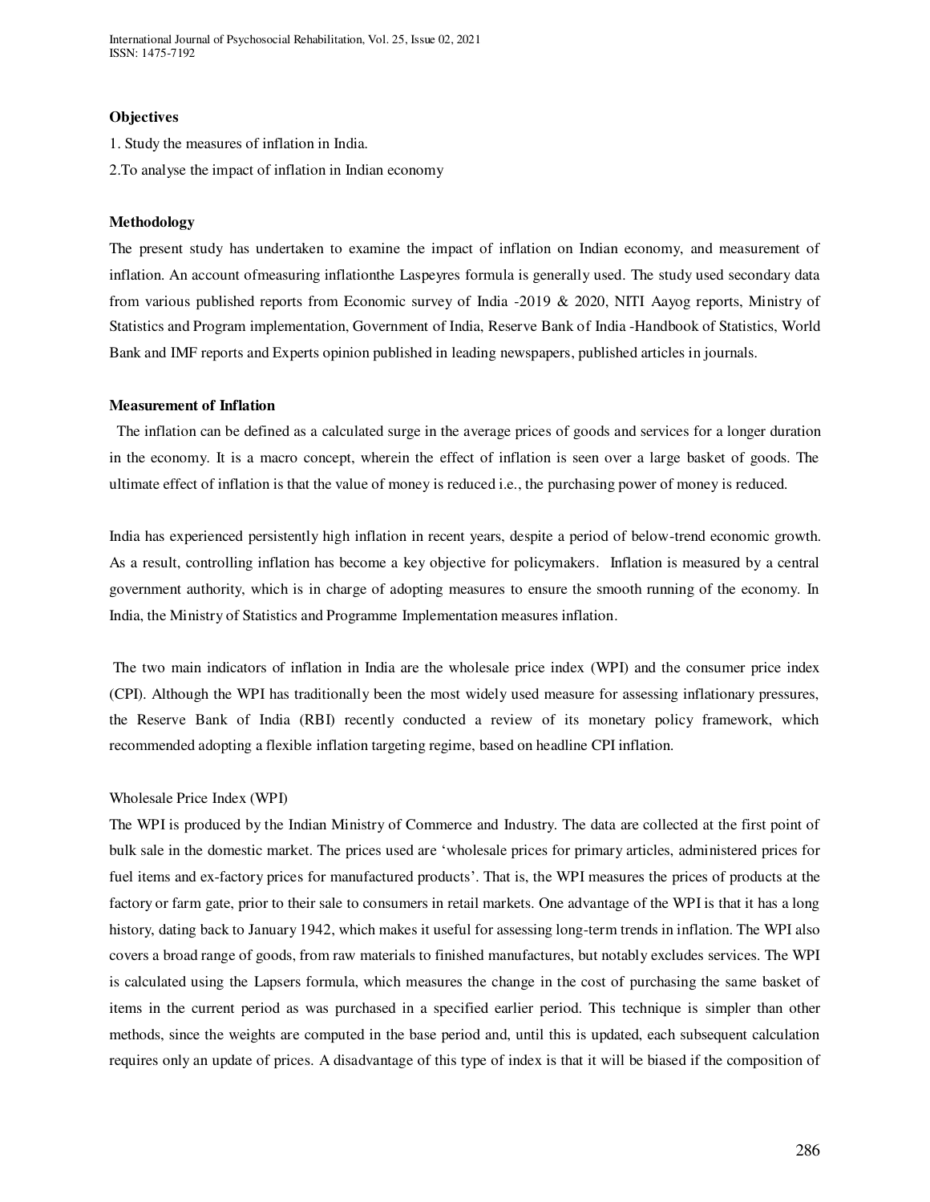**Objectives**

1. Study the measures of inflation in India.

2.To analyse the impact of inflation in Indian economy

**Methodology**

The present study has undertaken to examine the impact of inflation on Indian economy, and measurement of inflation. An account ofmeasuring inflationthe Laspeyres formula is generally used. The study used secondary data from various published reports from Economic survey of India -2019 & 2020, NITI Aayog reports, Ministry of Statistics and Program implementation, Government of India, Reserve Bank of India -Handbook of Statistics, World Bank and IMF reports and Experts opinion published in leading newspapers, published articles in journals.

**Measurement of Inflation**

The inflation can be defined as a calculated surge in the average prices of goods and services for a longer duration in the economy. It is a macro concept, wherein the effect of inflation is seen over a large basket of goods. The ultimate effect of inflation is that the value of money is reduced i.e., the purchasing power of money is reduced.

India has experienced persistently high inflation in recent years, despite a period of below-trend economic growth. As a result, controlling inflation has become a key objective for policymakers. Inflation is measured by a central government authority, which is in charge of adopting measures to ensure the smooth running of the economy. In India, the Ministry of Statistics and Programme Implementation measures inflation.

The two main indicators of inflation in India are the wholesale price index (WPI) and the consumer price index (CPI). Although the WPI has traditionally been the most widely used measure for assessing inflationary pressures, the Reserve Bank of India (RBI) recently conducted a review of its monetary policy framework, which recommended adopting a flexible inflation targeting regime, based on headline CPI inflation.

Wholesale Price Index (WPI)

The WPI is produced by the Indian Ministry of Commerce and Industry. The data are collected at the first point of bulk sale in the domestic market. The prices used are 'wholesale prices for primary articles, administered prices for fuel items and ex-factory prices for manufactured products'. That is, the WPI measures the prices of products at the factory or farm gate, prior to their sale to consumers in retail markets. One advantage of the WPI is that it has a long history, dating back to January 1942, which makes it useful for assessing long-term trends in inflation. The WPI also covers a broad range of goods, from raw materials to finished manufactures, but notably excludes services. The WPI is calculated using the Lapsers formula, which measures the change in the cost of purchasing the same basket of items in the current period as was purchased in a specified earlier period. This technique is simpler than other methods, since the weights are computed in the base period and, until this is updated, each subsequent calculation requires only an update of prices. A disadvantage of this type of index is that it will be biased if the composition of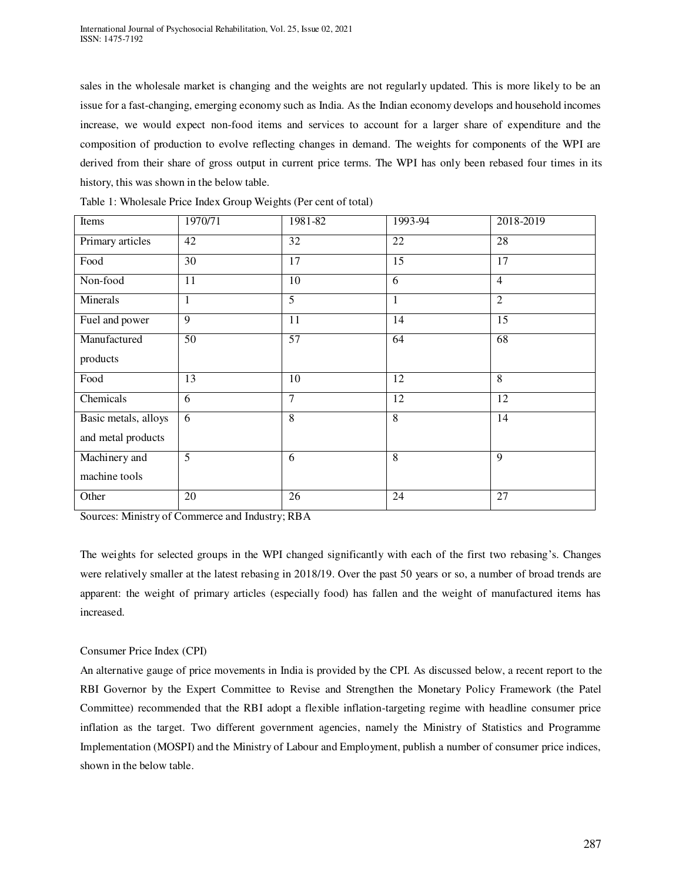sales in the wholesale market is changing and the weights are not regularly updated. This is more likely to be an issue for a fast-changing, emerging economy such as India. As the Indian economy develops and household incomes increase, we would expect non-food items and services to account for a larger share of expenditure and the composition of production to evolve reflecting changes in demand. The weights for components of the WPI are derived from their share of gross output in current price terms. The WPI has only been rebased four times in its history, this was shown in the below table.

Table 1: Wholesale Price Index Group Weights (Per cent of total)

| Items | 1970/71 | 1981-82 | 1993-94 | 2018-2019 |
|---|---|---|---|---|
| Primary articles | 42 | 32 | 22 | 28 |
| Food | 30 | 17 | 15 | 17 |
| Non-food | 11 | 10 | 6 | 4 |
| Minerals | 1 | 5 | 1 | 2 |
| Fuel and power | 9 | 11 | 14 | 15 |
| Manufactured products | 50 | 57 | 64 | 68 |
| Food | 13 | 10 | 12 | 8 |
| Chemicals | 6 | 7 | 12 | 12 |
| Basic metals, alloys and metal products | 6 | 8 | 8 | 14 |
| Machinery and machine tools | 5 | 6 | 8 | 9 |
| Other | 20 | 26 | 24 | 27 |

Sources: Ministry of Commerce and Industry; RBA

The weights for selected groups in the WPI changed significantly with each of the first two rebasing's. Changes were relatively smaller at the latest rebasing in 2018/19. Over the past 50 years or so, a number of broad trends are apparent: the weight of primary articles (especially food) has fallen and the weight of manufactured items has increased.

Consumer Price Index (CPI)

An alternative gauge of price movements in India is provided by the CPI. As discussed below, a recent report to the RBI Governor by the Expert Committee to Revise and Strengthen the Monetary Policy Framework (the Patel Committee) recommended that the RBI adopt a flexible inflation-targeting regime with headline consumer price inflation as the target. Two different government agencies, namely the Ministry of Statistics and Programme Implementation (MOSPI) and the Ministry of Labour and Employment, publish a number of consumer price indices, shown in the below table.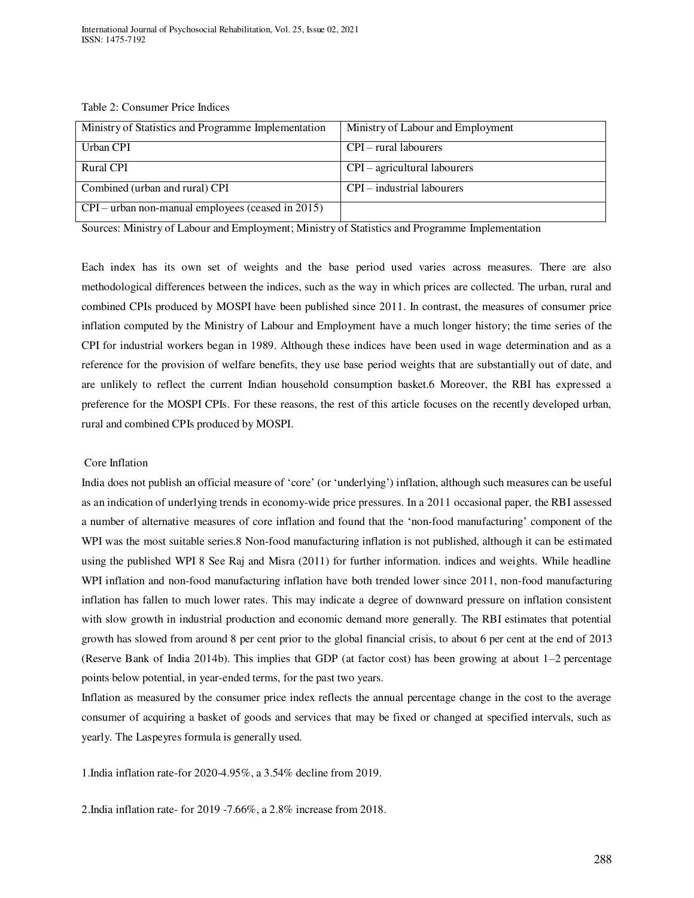Table 2: Consumer Price Indices

| Ministry of Statistics and Programme Implementation | Ministry of Labour and Employment |
| --- | --- |
| Urban CPI | CPI – rural labourers |
| Rural CPI | CPI – agricultural labourers |
| Combined (urban and rural) CPI | CPI – industrial labourers |
| CPI – urban non-manual employees (ceased in 2015) | |

Sources: Ministry of Labour and Employment; Ministry of Statistics and Programme Implementation

Each index has its own set of weights and the base period used varies across measures. There are also methodological differences between the indices, such as the way in which prices are collected. The urban, rural and combined CPIs produced by MOSPI have been published since 2011. In contrast, the measures of consumer price inflation computed by the Ministry of Labour and Employment have a much longer history; the time series of the CPI for industrial workers began in 1989. Although these indices have been used in wage determination and as a reference for the provision of welfare benefits, they use base period weights that are substantially out of date, and are unlikely to reflect the current Indian household consumption basket.6 Moreover, the RBI has expressed a preference for the MOSPI CPIs. For these reasons, the rest of this article focuses on the recently developed urban, rural and combined CPIs produced by MOSPI.

## Core Inflation

India does not publish an official measure of 'core' (or 'underlying') inflation, although such measures can be useful as an indication of underlying trends in economy-wide price pressures. In a 2011 occasional paper, the RBI assessed a number of alternative measures of core inflation and found that the 'non-food manufacturing' component of the WPI was the most suitable series.8 Non-food manufacturing inflation is not published, although it can be estimated using the published WPI 8 See Raj and Misra (2011) for further information. indices and weights. While headline WPI inflation and non-food manufacturing inflation have both trended lower since 2011, non-food manufacturing inflation has fallen to much lower rates. This may indicate a degree of downward pressure on inflation consistent with slow growth in industrial production and economic demand more generally. The RBI estimates that potential growth has slowed from around 8 per cent prior to the global financial crisis, to about 6 per cent at the end of 2013 (Reserve Bank of India 2014b). This implies that GDP (at factor cost) has been growing at about 1–2 percentage points below potential, in year-ended terms, for the past two years.

Inflation as measured by the consumer price index reflects the annual percentage change in the cost to the average consumer of acquiring a basket of goods and services that may be fixed or changed at specified intervals, such as yearly. The Laspeyres formula is generally used.

1.India inflation rate-for 2020-4.95%, a 3.54% decline from 2019.

2.India inflation rate- for 2019 -7.66%, a 2.8% increase from 2018.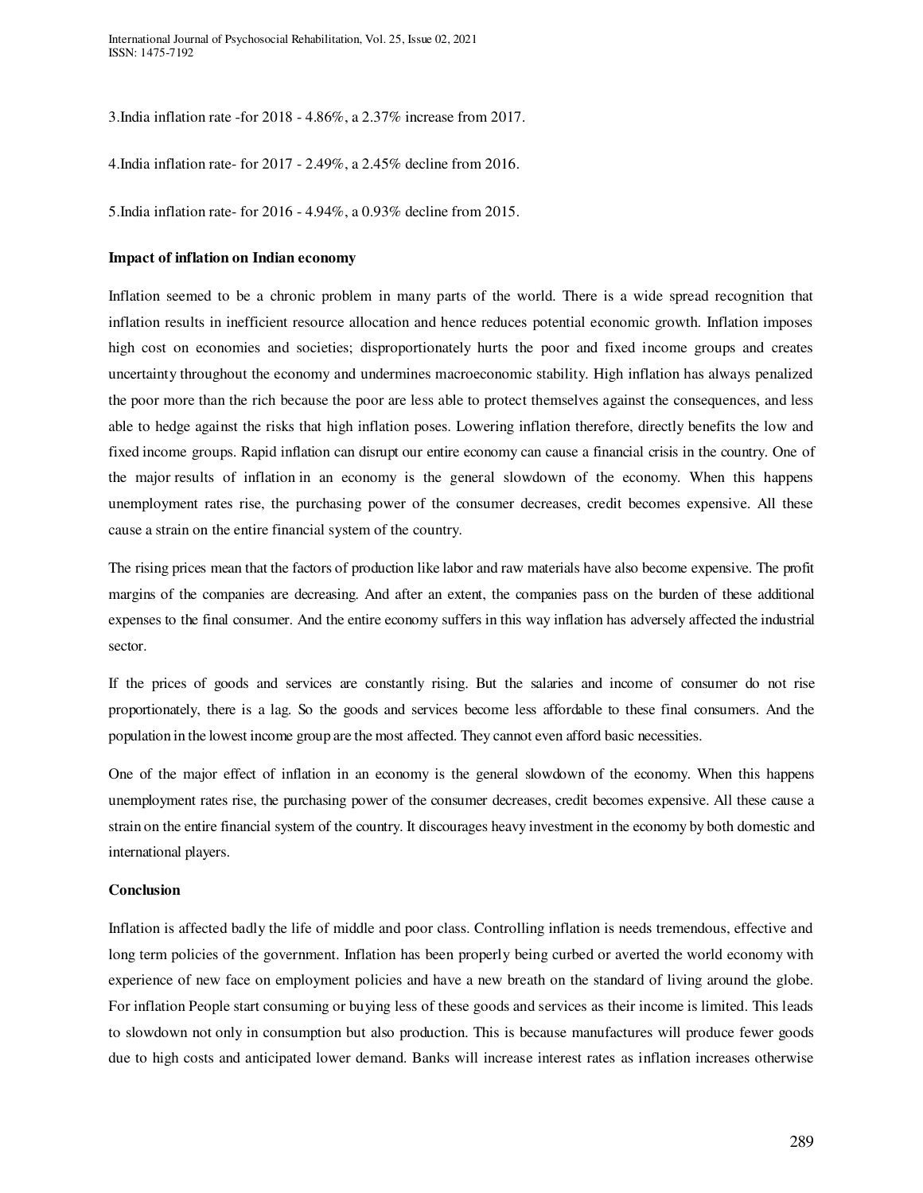3.India inflation rate -for 2018 - 4.86%, a 2.37% increase from 2017.

4.India inflation rate- for 2017 - 2.49%, a 2.45% decline from 2016.

5.India inflation rate- for 2016 - 4.94%, a 0.93% decline from 2015.

**Impact of inflation on Indian economy**

Inflation seemed to be a chronic problem in many parts of the world. There is a wide spread recognition that inflation results in inefficient resource allocation and hence reduces potential economic growth. Inflation imposes high cost on economies and societies; disproportionately hurts the poor and fixed income groups and creates uncertainty throughout the economy and undermines macroeconomic stability. High inflation has always penalized the poor more than the rich because the poor are less able to protect themselves against the consequences, and less able to hedge against the risks that high inflation poses. Lowering inflation therefore, directly benefits the low and fixed income groups. Rapid inflation can disrupt our entire economy can cause a financial crisis in the country. One of the major results of inflation in an economy is the general slowdown of the economy. When this happens unemployment rates rise, the purchasing power of the consumer decreases, credit becomes expensive. All these cause a strain on the entire financial system of the country.

The rising prices mean that the factors of production like labor and raw materials have also become expensive. The profit margins of the companies are decreasing. And after an extent, the companies pass on the burden of these additional expenses to the final consumer. And the entire economy suffers in this way inflation has adversely affected the industrial sector.

If the prices of goods and services are constantly rising. But the salaries and income of consumer do not rise proportionately, there is a lag. So the goods and services become less affordable to these final consumers. And the population in the lowest income group are the most affected. They cannot even afford basic necessities.

One of the major effect of inflation in an economy is the general slowdown of the economy. When this happens unemployment rates rise, the purchasing power of the consumer decreases, credit becomes expensive. All these cause a strain on the entire financial system of the country. It discourages heavy investment in the economy by both domestic and international players.

**Conclusion**

Inflation is affected badly the life of middle and poor class. Controlling inflation is needs tremendous, effective and long term policies of the government. Inflation has been properly being curbed or averted the world economy with experience of new face on employment policies and have a new breath on the standard of living around the globe. For inflation People start consuming or buying less of these goods and services as their income is limited. This leads to slowdown not only in consumption but also production. This is because manufactures will produce fewer goods due to high costs and anticipated lower demand. Banks will increase interest rates as inflation increases otherwise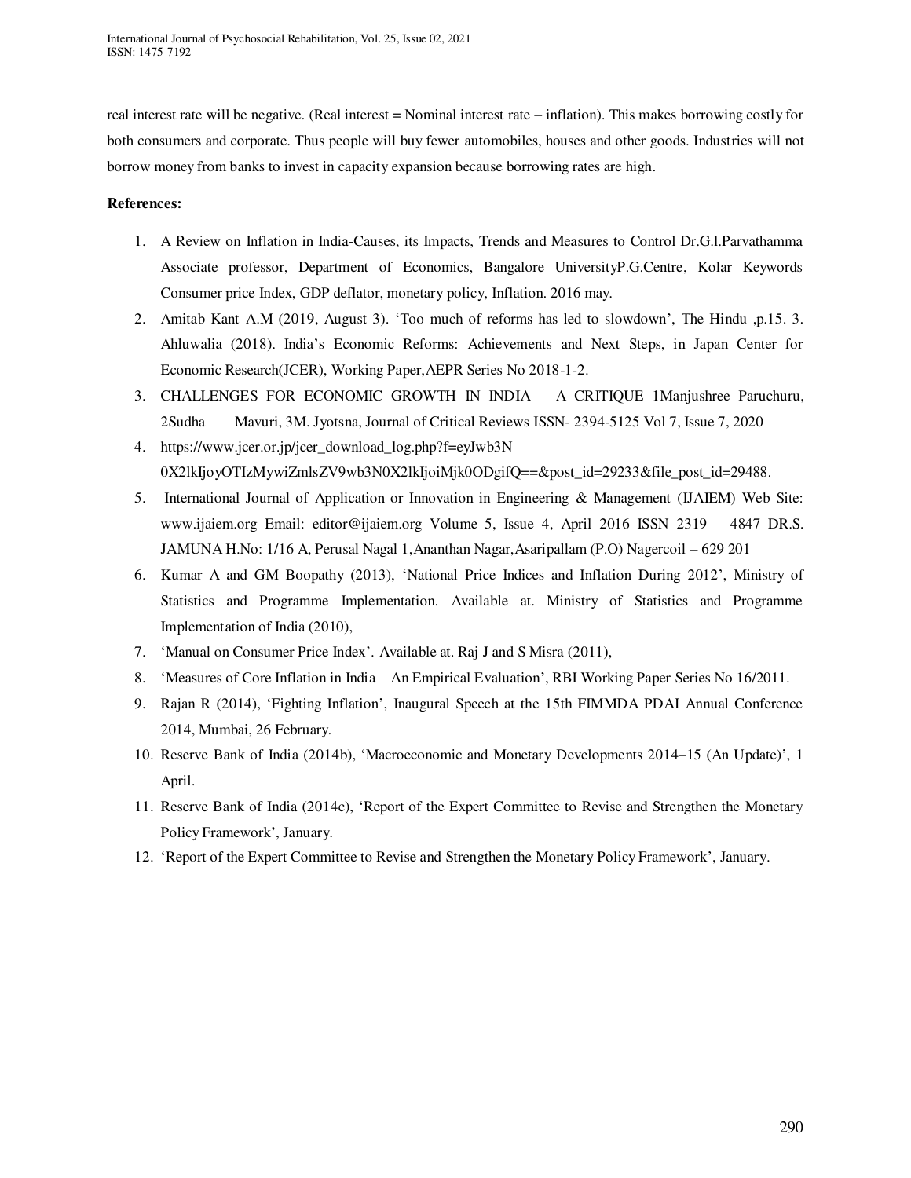real interest rate will be negative. (Real interest = Nominal interest rate – inflation). This makes borrowing costly for both consumers and corporate. Thus people will buy fewer automobiles, houses and other goods. Industries will not borrow money from banks to invest in capacity expansion because borrowing rates are high.

**References:**

1. A Review on Inflation in India-Causes, its Impacts, Trends and Measures to Control Dr.G.l.Parvathamma Associate professor, Department of Economics, Bangalore UniversityP.G.Centre, Kolar Keywords Consumer price Index, GDP deflator, monetary policy, Inflation. 2016 may.
2. Amitab Kant A.M (2019, August 3). 'Too much of reforms has led to slowdown', The Hindu ,p.15. 3. Ahluwalia (2018). India's Economic Reforms: Achievements and Next Steps, in Japan Center for Economic Research(JCER), Working Paper,AEPR Series No 2018-1-2.
3. CHALLENGES FOR ECONOMIC GROWTH IN INDIA – A CRITIQUE 1Manjushree Paruchuru, 2Sudha Mavuri, 3M. Jyotsna, Journal of Critical Reviews ISSN- 2394-5125 Vol 7, Issue 7, 2020
4. https://www.jcer.or.jp/jcer_download_log.php?f=eyJwb3N0X2lkIjoyOTIzMywiZmlsZV9wb3N0X2lkIjoiMjk0ODgifQ==&post_id=29233&file_post_id=29488.
5. International Journal of Application or Innovation in Engineering & Management (IJAIEM) Web Site: www.ijaiem.org Email: editor@ijaiem.org Volume 5, Issue 4, April 2016 ISSN 2319 – 4847 DR.S. JAMUNA H.No: 1/16 A, Perusal Nagal 1,Ananthan Nagar,Asaripallam (P.O) Nagercoil – 629 201
6. Kumar A and GM Boopathy (2013), 'National Price Indices and Inflation During 2012', Ministry of Statistics and Programme Implementation. Available at. Ministry of Statistics and Programme Implementation of India (2010),
7. 'Manual on Consumer Price Index'. Available at. Raj J and S Misra (2011),
8. 'Measures of Core Inflation in India – An Empirical Evaluation', RBI Working Paper Series No 16/2011.
9. Rajan R (2014), 'Fighting Inflation', Inaugural Speech at the 15th FIMMDA PDAI Annual Conference 2014, Mumbai, 26 February.
10. Reserve Bank of India (2014b), 'Macroeconomic and Monetary Developments 2014–15 (An Update)', 1 April.
11. Reserve Bank of India (2014c), 'Report of the Expert Committee to Revise and Strengthen the Monetary Policy Framework', January.
12. 'Report of the Expert Committee to Revise and Strengthen the Monetary Policy Framework', January.